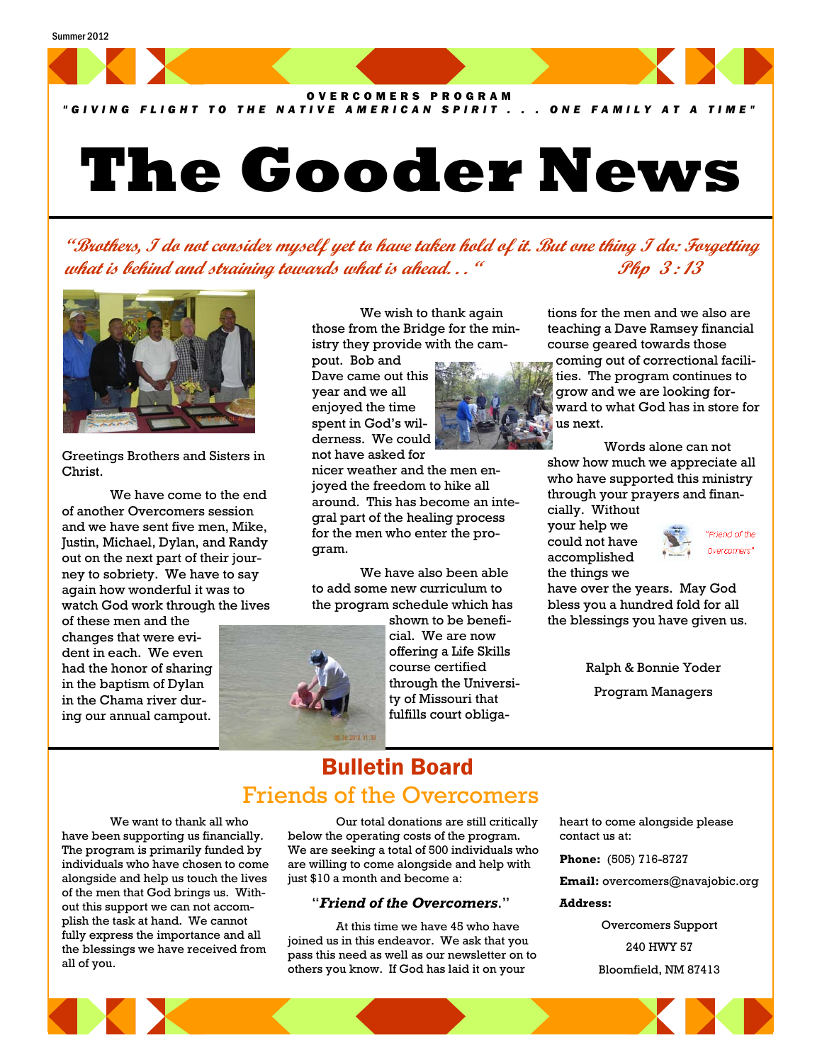Summer 2012

OVERCOMERS PROGRAM

*"GIVING FLIGHT TO THE NATIVE AMERICAN SPIRIT . . . ONE FAMILY AT A TIME"*

# The Gooder News

*"Brothers, I do not consider myself yet to have taken hold of it. But one thing I do: Forgetting what is behind and straining towards what is ahead. . . " Php 3:13*

Greetings Brothers and Sisters in Christ.

We have come to the end of another Overcomers session and we have sent five men, Mike, Justin, Michael, Dylan, and Randy out on the next part of their journey to sobriety. We have to say again how wonderful it was to watch God work through the lives of these men and the changes that were evident in each. We even had the honor of sharing in the baptism of Dylan in the Chama river during our annual campout.

We wish to thank again those from the Bridge for the ministry they provide with the campout. Bob and Dave came out this year and we all enjoyed the time spent in God's wilderness. We could not have asked for nicer weather and the men enjoyed the freedom to hike all around. This has become an integral part of the healing process for the men who enter the program.

We have also been able to add some new curriculum to the program schedule which has shown to be beneficial. We are now offering a Life Skills course certified through the University of Missouri that fulfills court obligations for the men and we also are teaching a Dave Ramsey financial course geared towards those coming out of correctional facilities. The program continues to grow and we are looking forward to what God has in store for us next.

Words alone can not show how much we appreciate all who have supported this ministry through your prayers and financially. Without your help we could not have accomplished the things we have over the years. May God bless you a hundred fold for all the blessings you have given us.

"Friend of the Overcomers"

Ralph & Bonnie Yoder

Program Managers

## Bulletin Board

### Friends of the Overcomers

We want to thank all who have been supporting us financially. The program is primarily funded by individuals who have chosen to come alongside and help us touch the lives of the men that God brings us. Without this support we can not accomplish the task at hand. We cannot fully express the importance and all the blessings we have received from all of you.

Our total donations are still critically below the operating costs of the program. We are seeking a total of 500 individuals who are willing to come alongside and help with just $10 a month and become a:

"***Friend of the Overcomers***."

At this time we have 45 who have joined us in this endeavor. We ask that you pass this need as well as our newsletter on to others you know. If God has laid it on your heart to come alongside please contact us at:

**Phone:** (505) 716-8727

**Email:** overcomers@navajobic.org

**Address:**

Overcomers Support
240 HWY 57
Bloomfield, NM 87413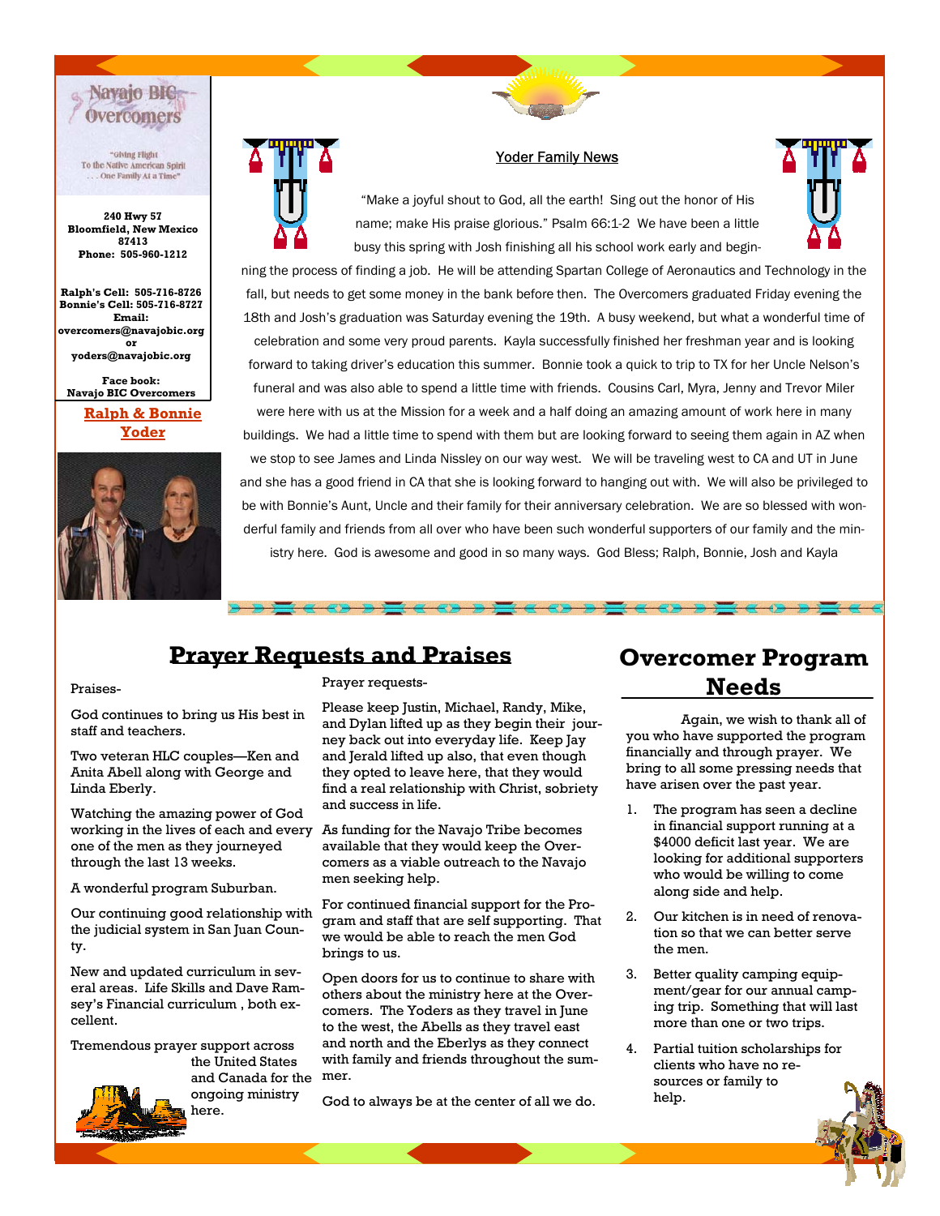Navajo BIC Overcomers

"Giving Flight To the Native American Spirit . . . One Family At a Time"

**240 Hwy 57**
**Bloomfield, New Mexico 87413**
**Phone: 505-960-1212**

**Ralph's Cell: 505-716-8726**
**Bonnie's Cell: 505-716-8727**
**Email:**
**overcomers@navajobic.org**
**or**
**yoders@navajobic.org**

**Face book:**
**Navajo BIC Overcomers**

**Ralph & Bonnie Yoder**

## Yoder Family News

"Make a joyful shout to God, all the earth! Sing out the honor of His name; make His praise glorious." Psalm 66:1-2 We have been a little busy this spring with Josh finishing all his school work early and beginning the process of finding a job. He will be attending Spartan College of Aeronautics and Technology in the fall, but needs to get some money in the bank before then. The Overcomers graduated Friday evening the 18th and Josh's graduation was Saturday evening the 19th. A busy weekend, but what a wonderful time of celebration and some very proud parents. Kayla successfully finished her freshman year and is looking forward to taking driver's education this summer. Bonnie took a quick to trip to TX for her Uncle Nelson's funeral and was also able to spend a little time with friends. Cousins Carl, Myra, Jenny and Trevor Miler were here with us at the Mission for a week and a half doing an amazing amount of work here in many buildings. We had a little time to spend with them but are looking forward to seeing them again in AZ when we stop to see James and Linda Nissley on our way west. We will be traveling west to CA and UT in June and she has a good friend in CA that she is looking forward to hanging out with. We will also be privileged to be with Bonnie's Aunt, Uncle and their family for their anniversary celebration. We are so blessed with wonderful family and friends from all over who have been such wonderful supporters of our family and the ministry here. God is awesome and good in so many ways. God Bless; Ralph, Bonnie, Josh and Kayla

## Prayer Requests and Praises

Praises-

God continues to bring us His best in staff and teachers.

Two veteran HLC couples—Ken and Anita Abell along with George and Linda Eberly.

Watching the amazing power of God working in the lives of each and every one of the men as they journeyed through the last 13 weeks.

A wonderful program Suburban.

Our continuing good relationship with the judicial system in San Juan County.

New and updated curriculum in several areas. Life Skills and Dave Ramsey's Financial curriculum , both excellent.

Tremendous prayer support across the United States and Canada for the ongoing ministry here.

Prayer requests-

Please keep Justin, Michael, Randy, Mike, and Dylan lifted up as they begin their journey back out into everyday life. Keep Jay and Jerald lifted up also, that even though they opted to leave here, that they would find a real relationship with Christ, sobriety and success in life.

As funding for the Navajo Tribe becomes available that they would keep the Overcomers as a viable outreach to the Navajo men seeking help.

For continued financial support for the Program and staff that are self supporting. That we would be able to reach the men God brings to us.

Open doors for us to continue to share with others about the ministry here at the Overcomers. The Yoders as they travel in June to the west, the Abells as they travel east and north and the Eberlys as they connect with family and friends throughout the summer.

God to always be at the center of all we do.

## Overcomer Program Needs

Again, we wish to thank all of you who have supported the program financially and through prayer. We bring to all some pressing needs that have arisen over the past year.

1. The program has seen a decline in financial support running at a $4000 deficit last year. We are looking for additional supporters who would be willing to come along side and help.
2. Our kitchen is in need of renovation so that we can better serve the men.
3. Better quality camping equipment/gear for our annual camping trip. Something that will last more than one or two trips.
4. Partial tuition scholarships for clients who have no resources or family to help.